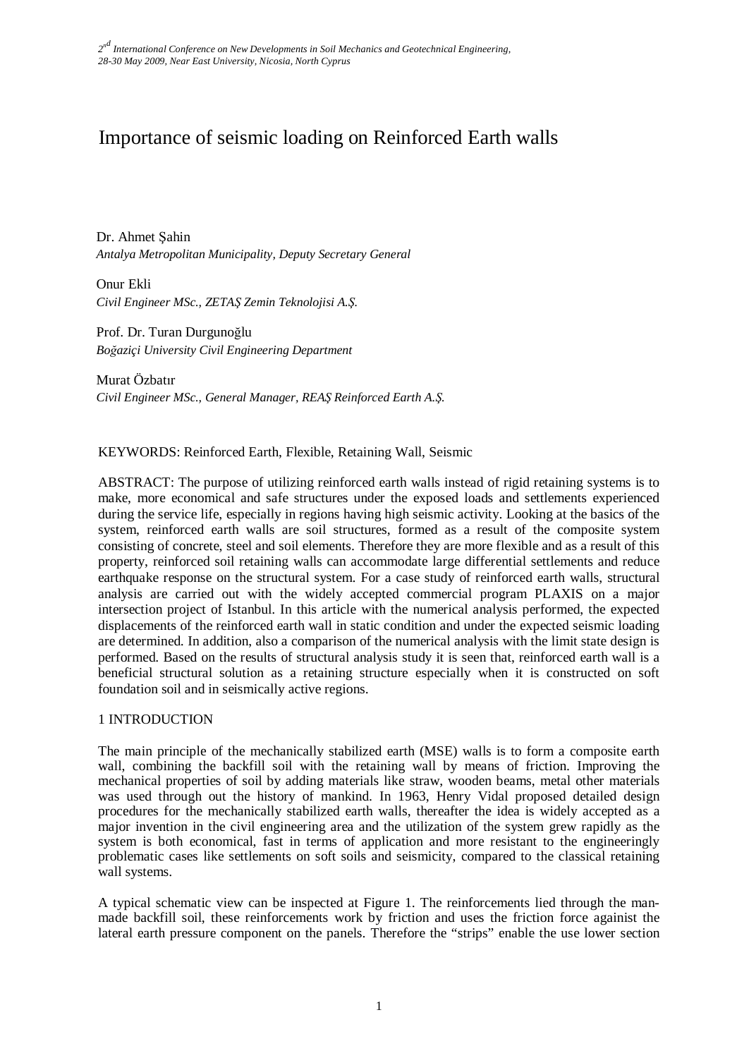# Importance of seismic loading on Reinforced Earth walls

Dr. Ahmet Şahin
*Antalya Metropolitan Municipality, Deputy Secretary General*

Onur Ekli
*Civil Engineer MSc., ZETAŞ Zemin Teknolojisi A.Ş.*

Prof. Dr. Turan Durgunoğlu
*Boğaziçi University Civil Engineering Department*

Murat Özbatır
*Civil Engineer MSc., General Manager, REAŞ Reinforced Earth A.Ş.*

KEYWORDS: Reinforced Earth, Flexible, Retaining Wall, Seismic

ABSTRACT: The purpose of utilizing reinforced earth walls instead of rigid retaining systems is to make, more economical and safe structures under the exposed loads and settlements experienced during the service life, especially in regions having high seismic activity. Looking at the basics of the system, reinforced earth walls are soil structures, formed as a result of the composite system consisting of concrete, steel and soil elements. Therefore they are more flexible and as a result of this property, reinforced soil retaining walls can accommodate large differential settlements and reduce earthquake response on the structural system. For a case study of reinforced earth walls, structural analysis are carried out with the widely accepted commercial program PLAXIS on a major intersection project of Istanbul. In this article with the numerical analysis performed, the expected displacements of the reinforced earth wall in static condition and under the expected seismic loading are determined. In addition, also a comparison of the numerical analysis with the limit state design is performed. Based on the results of structural analysis study it is seen that, reinforced earth wall is a beneficial structural solution as a retaining structure especially when it is constructed on soft foundation soil and in seismically active regions.

## 1 INTRODUCTION

The main principle of the mechanically stabilized earth (MSE) walls is to form a composite earth wall, combining the backfill soil with the retaining wall by means of friction. Improving the mechanical properties of soil by adding materials like straw, wooden beams, metal other materials was used through out the history of mankind. In 1963, Henry Vidal proposed detailed design procedures for the mechanically stabilized earth walls, thereafter the idea is widely accepted as a major invention in the civil engineering area and the utilization of the system grew rapidly as the system is both economical, fast in terms of application and more resistant to the engineeringly problematic cases like settlements on soft soils and seismicity, compared to the classical retaining wall systems.

A typical schematic view can be inspected at Figure 1. The reinforcements lied through the man-made backfill soil, these reinforcements work by friction and uses the friction force againist the lateral earth pressure component on the panels. Therefore the "strips" enable the use lower section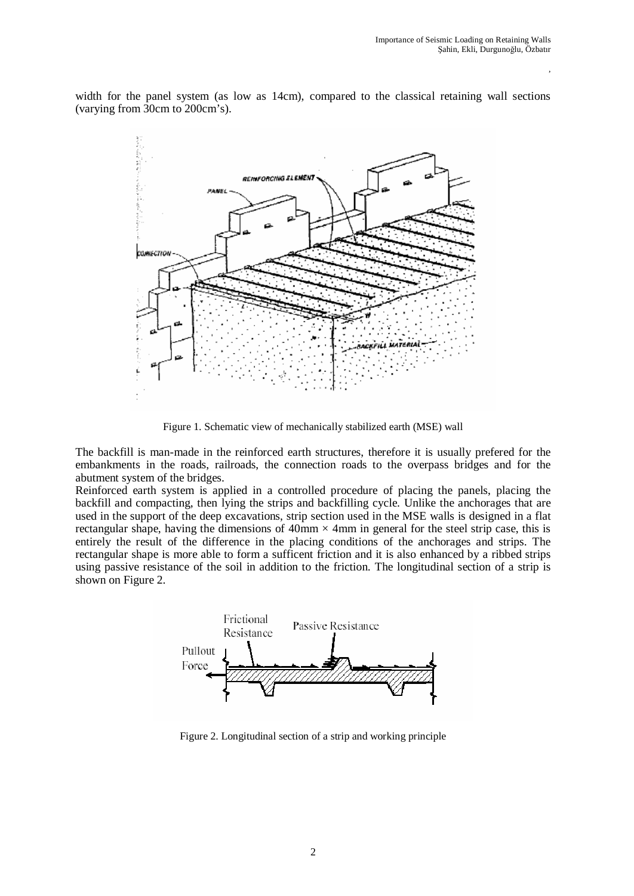width for the panel system (as low as 14cm), compared to the classical retaining wall sections (varying from 30cm to 200cm's).

Figure 1. Schematic view of mechanically stabilized earth (MSE) wall

The backfill is man-made in the reinforced earth structures, therefore it is usually prefered for the embankments in the roads, railroads, the connection roads to the overpass bridges and for the abutment system of the bridges.

Reinforced earth system is applied in a controlled procedure of placing the panels, placing the backfill and compacting, then lying the strips and backfilling cycle. Unlike the anchorages that are used in the support of the deep excavations, strip section used in the MSE walls is designed in a flat rectangular shape, having the dimensions of 40mm × 4mm in general for the steel strip case, this is entirely the result of the difference in the placing conditions of the anchorages and strips. The rectangular shape is more able to form a sufficent friction and it is also enhanced by a ribbed strips using passive resistance of the soil in addition to the friction. The longitudinal section of a strip is shown on Figure 2.

Figure 2. Longitudinal section of a strip and working principle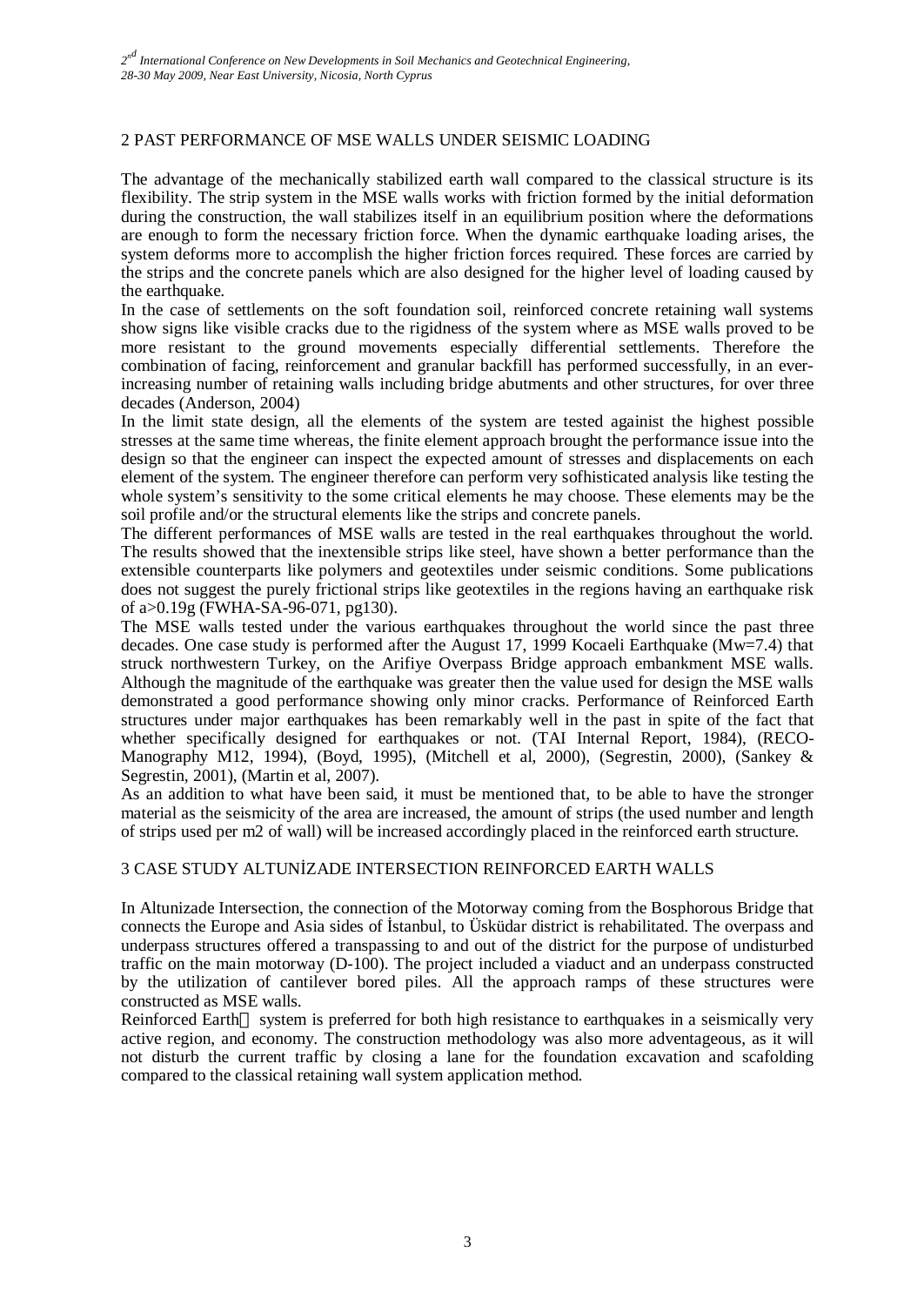## 2 PAST PERFORMANCE OF MSE WALLS UNDER SEISMIC LOADING

The advantage of the mechanically stabilized earth wall compared to the classical structure is its flexibility. The strip system in the MSE walls works with friction formed by the initial deformation during the construction, the wall stabilizes itself in an equilibrium position where the deformations are enough to form the necessary friction force. When the dynamic earthquake loading arises, the system deforms more to accomplish the higher friction forces required. These forces are carried by the strips and the concrete panels which are also designed for the higher level of loading caused by the earthquake.

In the case of settlements on the soft foundation soil, reinforced concrete retaining wall systems show signs like visible cracks due to the rigidness of the system where as MSE walls proved to be more resistant to the ground movements especially differential settlements. Therefore the combination of facing, reinforcement and granular backfill has performed successfully, in an ever-increasing number of retaining walls including bridge abutments and other structures, for over three decades (Anderson, 2004)

In the limit state design, all the elements of the system are tested agaisnt the highest possible stresses at the same time whereas, the finite element approach brought the performance issue into the design so that the engineer can inspect the expected amount of stresses and displacements on each element of the system. The engineer therefore can perform very sofhisticated analysis like testing the whole system's sensitivity to the some critical elements he may choose. These elements may be the soil profile and/or the structural elements like the strips and concrete panels.

The different performances of MSE walls are tested in the real earthquakes throughout the world. The results showed that the inextensible strips like steel, have shown a better performance than the extensible counterparts like polymers and geotextiles under seismic conditions. Some publications does not suggest the purely frictional strips like geotextiles in the regions having an earthquake risk of a>0.19g (FWHA-SA-96-071, pg130).

The MSE walls tested under the various earthquakes throughout the world since the past three decades. One case study is performed after the August 17, 1999 Kocaeli Earthquake (Mw=7.4) that struck northwestern Turkey, on the Arifiye Overpass Bridge approach embankment MSE walls. Although the magnitude of the earthquake was greater then the value used for design the MSE walls demonstrated a good performance showing only minor cracks. Performance of Reinforced Earth structures under major earthquakes has been remarkably well in the past in spite of the fact that whether specifically designed for earthquakes or not. (TAI Internal Report, 1984), (RECO-Manography M12, 1994), (Boyd, 1995), (Mitchell et al, 2000), (Segrestin, 2000), (Sankey & Segrestin, 2001), (Martin et al, 2007).

As an addition to what have been said, it must be mentioned that, to be able to have the stronger material as the seismicity of the area are increased, the amount of strips (the used number and length of strips used per m2 of wall) will be increased accordingly placed in the reinforced earth structure.

## 3 CASE STUDY ALTUNİZADE INTERSECTION REINFORCED EARTH WALLS

In Altunizade Intersection, the connection of the Motorway coming from the Bosphorous Bridge that connects the Europe and Asia sides of İstanbul, to Üsküdar district is rehabilitated. The overpass and underpass structures offered a transpassing to and out of the district for the purpose of undisturbed traffic on the main motorway (D-100). The project included a viaduct and an underpass constructed by the utilization of cantilever bored piles. All the approach ramps of these structures were constructed as MSE walls.

Reinforced Earth® system is preferred for both high resistance to earthquakes in a seismically very active region, and economy. The construction methodology was also more adventageous, as it will not disturb the current traffic by closing a lane for the foundation excavation and scafolding compared to the classical retaining wall system application method.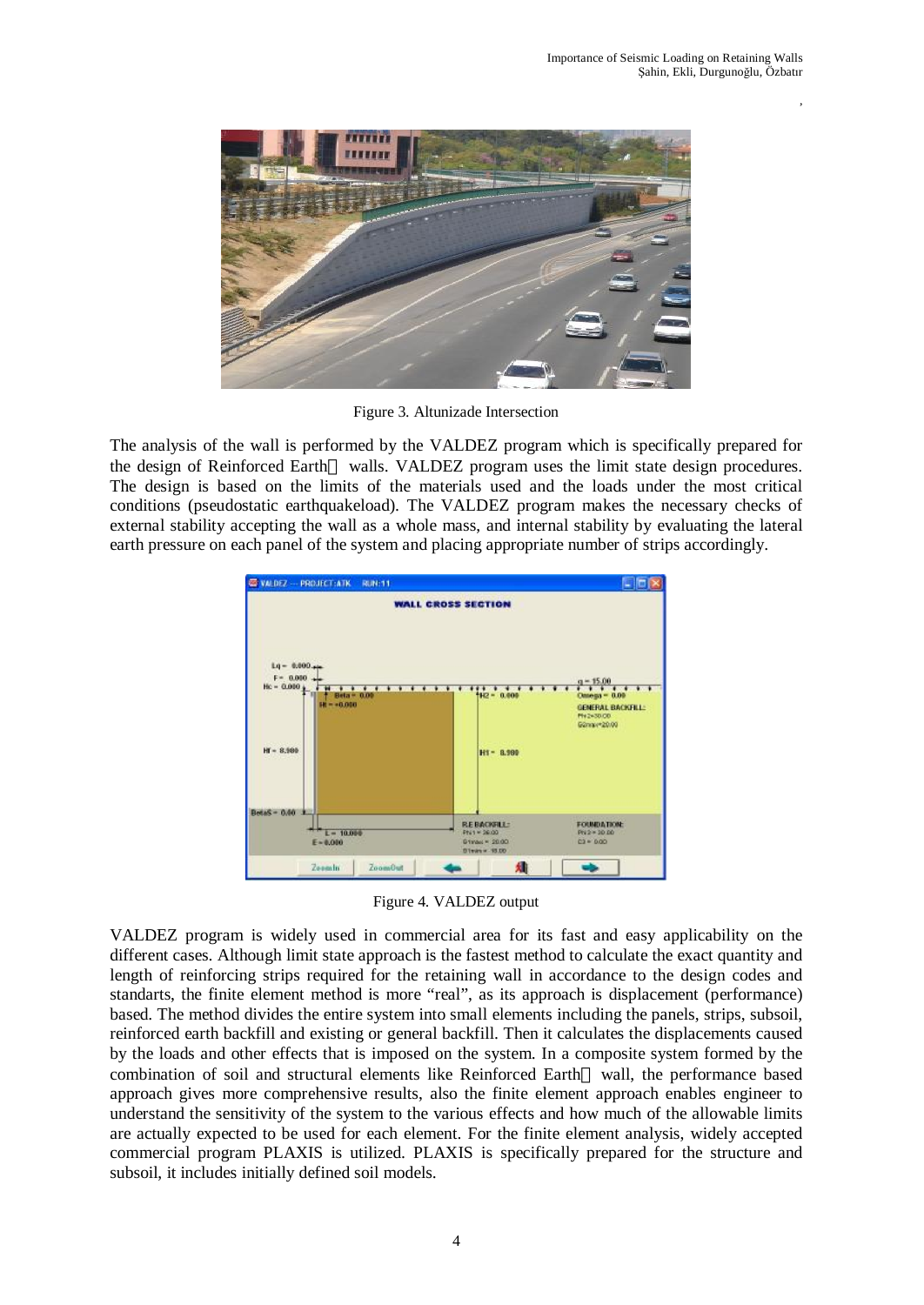Figure 3. Altunizade Intersection

The analysis of the wall is performed by the VALDEZ program which is specifically prepared for the design of Reinforced Earth walls. VALDEZ program uses the limit state design procedures. The design is based on the limits of the materials used and the loads under the most critical conditions (pseudostatic earthquakeload). The VALDEZ program makes the necessary checks of external stability accepting the wall as a whole mass, and internal stability by evaluating the lateral earth pressure on each panel of the system and placing appropriate number of strips accordingly.

Figure 4. VALDEZ output

VALDEZ program is widely used in commercial area for its fast and easy applicability on the different cases. Although limit state approach is the fastest method to calculate the exact quantity and length of reinforcing strips required for the retaining wall in accordance to the design codes and standarts, the finite element method is more "real", as its approach is displacement (performance) based. The method divides the entire system into small elements including the panels, strips, subsoil, reinforced earth backfill and existing or general backfill. Then it calculates the displacements caused by the loads and other effects that is imposed on the system. In a composite system formed by the combination of soil and structural elements like Reinforced Earth wall, the performance based approach gives more comprehensive results, also the finite element approach enables engineer to understand the sensitivity of the system to the various effects and how much of the allowable limits are actually expected to be used for each element. For the finite element analysis, widely accepted commercial program PLAXIS is utilized. PLAXIS is specifically prepared for the structure and subsoil, it includes initially defined soil models.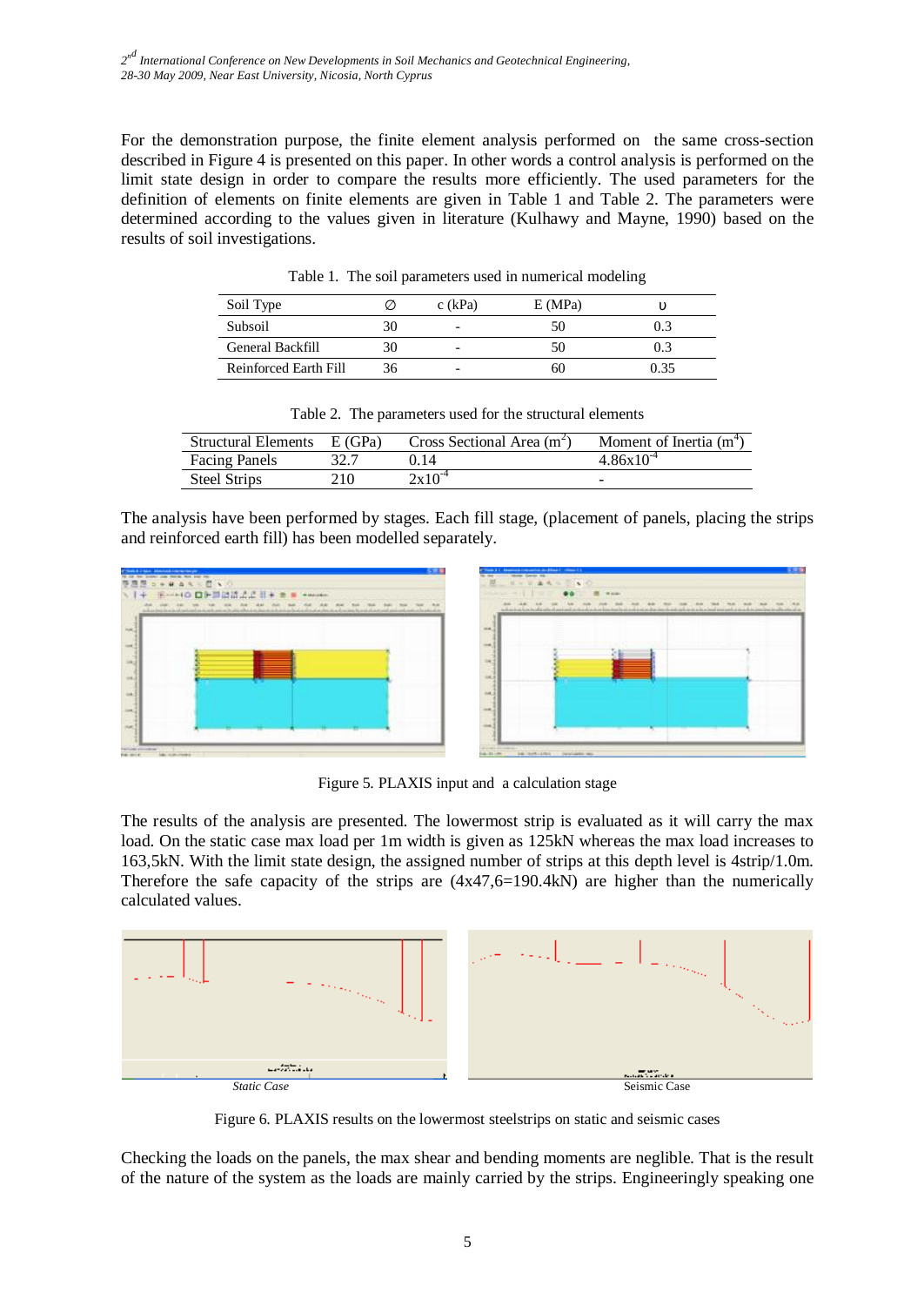For the demonstration purpose, the finite element analysis performed on the same cross-section described in Figure 4 is presented on this paper. In other words a control analysis is performed on the limit state design in order to compare the results more efficiently. The used parameters for the definition of elements on finite elements are given in Table 1 and Table 2. The parameters were determined according to the values given in literature (Kulhawy and Mayne, 1990) based on the results of soil investigations.

Table 1. The soil parameters used in numerical modeling

| Soil Type | ∅ | c (kPa) | E (MPa) | υ |
|---|---|---|---|---|
| Subsoil | 30 | - | 50 | 0.3 |
| General Backfill | 30 | - | 50 | 0.3 |
| Reinforced Earth Fill | 36 | - | 60 | 0.35 |

Table 2. The parameters used for the structural elements

| Structural Elements | E (GPa) | Cross Sectional Area ($m^2$) | Moment of Inertia ($m^4$) |
|---|---|---|---|
| Facing Panels | 32.7 | 0.14 | $4.86x10^{-4}$ |
| Steel Strips | 210 | $2x10^{-4}$ | - |

The analysis have been performed by stages. Each fill stage, (placement of panels, placing the strips and reinforced earth fill) has been modelled separately.

Figure 5. PLAXIS input and a calculation stage

The results of the analysis are presented. The lowermost strip is evaluated as it will carry the max load. On the static case max load per 1m width is given as 125kN whereas the max load increases to 163,5kN. With the limit state design, the assigned number of strips at this depth level is 4strip/1.0m. Therefore the safe capacity of the strips are (4x47,6=190.4kN) are higher than the numerically calculated values.

*Static Case* Seismic Case

Figure 6. PLAXIS results on the lowermost steelstrips on static and seismic cases

Checking the loads on the panels, the max shear and bending moments are neglible. That is the result of the nature of the system as the loads are mainly carried by the strips. Engineeringly speaking one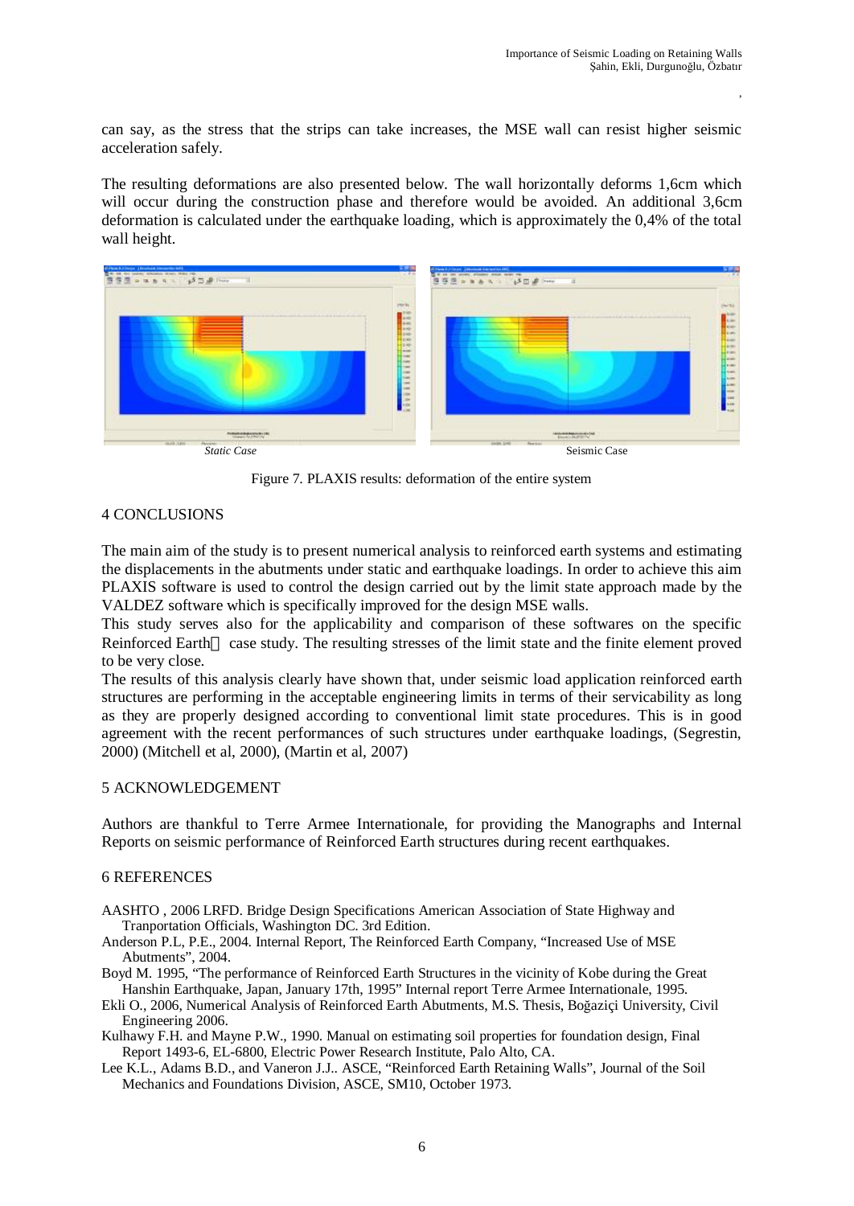can say, as the stress that the strips can take increases, the MSE wall can resist higher seismic acceleration safely.

The resulting deformations are also presented below. The wall horizontally deforms 1,6cm which will occur during the construction phase and therefore would be avoided. An additional 3,6cm deformation is calculated under the earthquake loading, which is approximately the 0,4% of the total wall height.

*Static Case*

Seismic Case

Figure 7. PLAXIS results: deformation of the entire system

## 4 CONCLUSIONS

The main aim of the study is to present numerical analysis to reinforced earth systems and estimating the displacements in the abutments under static and earthquake loadings. In order to achieve this aim PLAXIS software is used to control the design carried out by the limit state approach made by the VALDEZ software which is specifically improved for the design MSE walls.

This study serves also for the applicability and comparison of these softwares on the specific Reinforced Earth case study. The resulting stresses of the limit state and the finite element proved to be very close.

The results of this analysis clearly have shown that, under seismic load application reinforced earth structures are performing in the acceptable engineering limits in terms of their servicability as long as they are properly designed according to conventional limit state procedures. This is in good agreement with the recent performances of such structures under earthquake loadings, (Segrestin, 2000) (Mitchell et al, 2000), (Martin et al, 2007)

## 5 ACKNOWLEDGEMENT

Authors are thankful to Terre Armee Internationale, for providing the Manographs and Internal Reports on seismic performance of Reinforced Earth structures during recent earthquakes.

## 6 REFERENCES

AASHTO , 2006 LRFD. Bridge Design Specifications American Association of State Highway and Tranportation Officials, Washington DC. 3rd Edition.

Anderson P.L, P.E., 2004. Internal Report, The Reinforced Earth Company, "Increased Use of MSE Abutments", 2004.

Boyd M. 1995, "The performance of Reinforced Earth Structures in the vicinity of Kobe during the Great Hanshin Earthquake, Japan, January 17th, 1995" Internal report Terre Armee Internationale, 1995.

Ekli O., 2006, Numerical Analysis of Reinforced Earth Abutments, M.S. Thesis, Boğaziçi University, Civil Engineering 2006.

Kulhawy F.H. and Mayne P.W., 1990. Manual on estimating soil properties for foundation design, Final Report 1493-6, EL-6800, Electric Power Research Institute, Palo Alto, CA.

Lee K.L., Adams B.D., and Vaneron J.J.. ASCE, "Reinforced Earth Retaining Walls", Journal of the Soil Mechanics and Foundations Division, ASCE, SM10, October 1973.